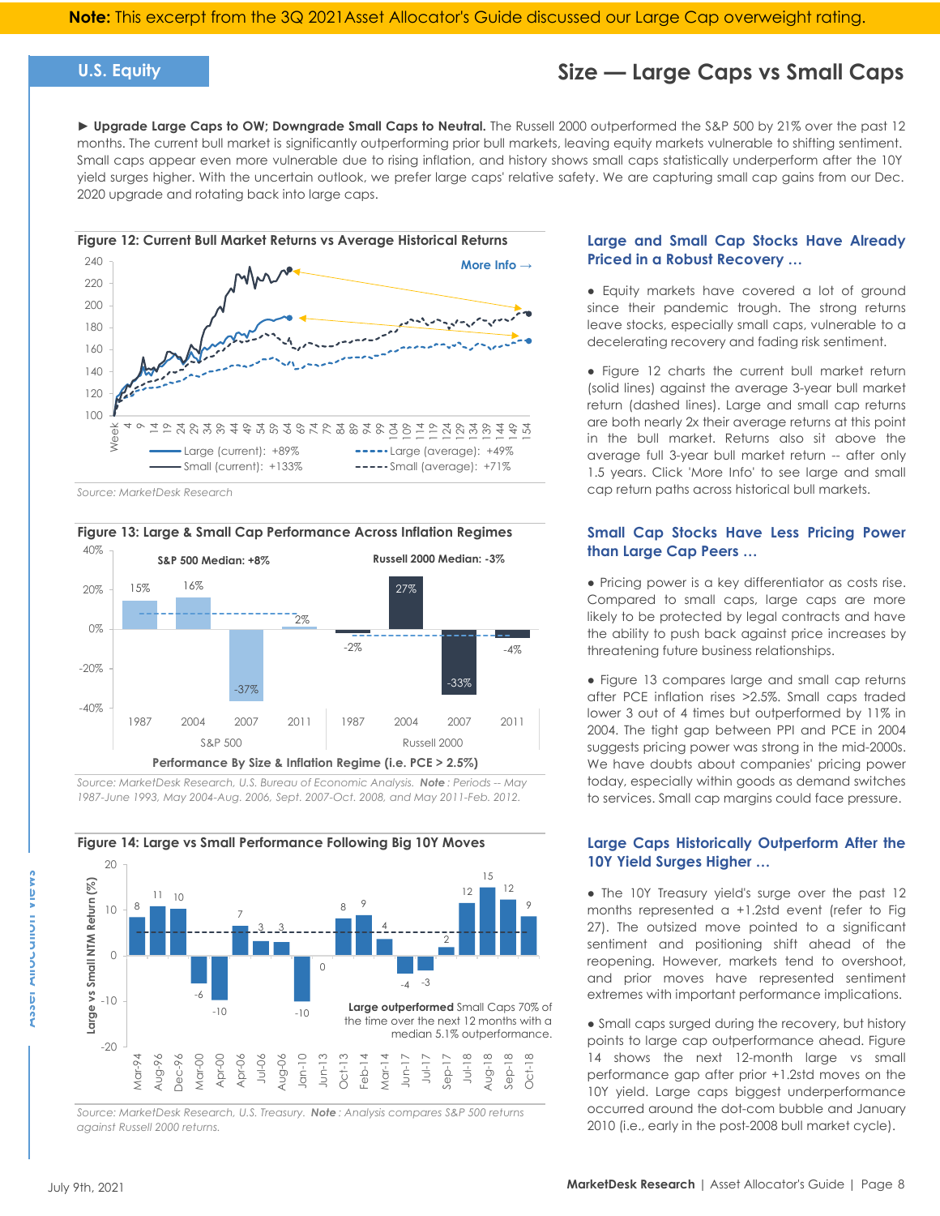**Note:** This excerpt from the 3Q 2021 Asset Allocator's Guide discussed our Large Cap overweight rating.

U.S. Equity

# Size — Large Caps vs Small Caps

► **Upgrade Large Caps to OW; Downgrade Small Caps to Neutral.** The Russell 2000 outperformed the S&P 500 by 21% over the past 12 months. The current bull market is significantly outperforming prior bull markets, leaving equity markets vulnerable to shifting sentiment. Small caps appear even more vulnerable due to rising inflation, and history shows small caps statistically underperform after the 10Y yield surges higher. With the uncertain outlook, we prefer large caps' relative safety. We are capturing small cap gains from our Dec. 2020 upgrade and rotating back into large caps.

**Figure 12: Current Bull Market Returns vs Average Historical Returns**

More Info →

Large (current): +89% | Small (current): +133% | Large (average): +49% | Small (average): +71%

*Source: MarketDesk Research*

**Figure 13: Large & Small Cap Performance Across Inflation Regimes**

| | S&P 500 | | | | Russell 2000 | | | |
|---|---|---|---|---|---|---|---|---|
| | 1987 | 2004 | 2007 | 2011 | 1987 | 2004 | 2007 | 2011 |
| Return | 15% | 16% | -37% | 2% | -2% | 27% | -33% | -4% |

S&P 500 Median: +8% | Russell 2000 Median: -3%

Performance By Size & Inflation Regime (i.e. PCE > 2.5%)

*Source: MarketDesk Research, U.S. Bureau of Economic Analysis. **Note**: Periods -- May 1987-June 1993, May 2004-Aug. 2006, Sept. 2007-Oct. 2008, and May 2011-Feb. 2012.*

**Figure 14: Large vs Small Performance Following Big 10Y Moves**

| Date | Large vs Small NTM Return (%) |
|---|---|
| Mar-94 | 8 |
| Aug-96 | 11 |
| Dec-96 | 10 |
| Mar-00 | -6 |
| Apr-00 | -10 |
| Apr-06 | 7 |
| Jul-06 | 3 |
| Aug-06 | 3 |
| Jan-10 | -10 |
| Jun-13 | 0 |
| Oct-13 | 8 |
| Feb-14 | 9 |
| Mar-14 | 4 |
| Jun-17 | -4 |
| Jul-17 | -3 |
| Sep-17 | 2 |
| Jul-18 | 12 |
| Aug-18 | 15 |
| Sep-18 | 12 |
| Oct-18 | 9 |

**Large outperformed** Small Caps 70% of the time over the next 12 months with a median 5.1% outperformance.

*Source: MarketDesk Research, U.S. Treasury. **Note**: Analysis compares S&P 500 returns against Russell 2000 returns.*

### Large and Small Cap Stocks Have Already Priced in a Robust Recovery …

- Equity markets have covered a lot of ground since their pandemic trough. The strong returns leave stocks, especially small caps, vulnerable to a decelerating recovery and fading risk sentiment.

- Figure 12 charts the current bull market return (solid lines) against the average 3-year bull market return (dashed lines). Large and small cap returns are both nearly 2x their average returns at this point in the bull market. Returns also sit above the average full 3-year bull market return -- after only 1.5 years. Click 'More Info' to see large and small cap return paths across historical bull markets.

### Small Cap Stocks Have Less Pricing Power than Large Cap Peers …

- Pricing power is a key differentiator as costs rise. Compared to small caps, large caps are more likely to be protected by legal contracts and have the ability to push back against price increases by threatening future business relationships.

- Figure 13 compares large and small cap returns after PCE inflation rises >2.5%. Small caps traded lower 3 out of 4 times but outperformed by 11% in 2004. The tight gap between PPI and PCE in 2004 suggests pricing power was strong in the mid-2000s. We have doubts about companies' pricing power today, especially within goods as demand switches to services. Small cap margins could face pressure.

### Large Caps Historically Outperform After the 10Y Yield Surges Higher …

- The 10Y Treasury yield's surge over the past 12 months represented a +1.2std event (refer to Fig 27). The outsized move pointed to a significant sentiment and positioning shift ahead of the reopening. However, markets tend to overshoot, and prior moves have represented sentiment extremes with important performance implications.

- Small caps surged during the recovery, but history points to large cap outperformance ahead. Figure 14 shows the next 12-month large vs small performance gap after prior +1.2std moves on the 10Y yield. Large caps biggest underperformance occurred around the dot-com bubble and January 2010 (i.e., early in the post-2008 bull market cycle).

July 9th, 2021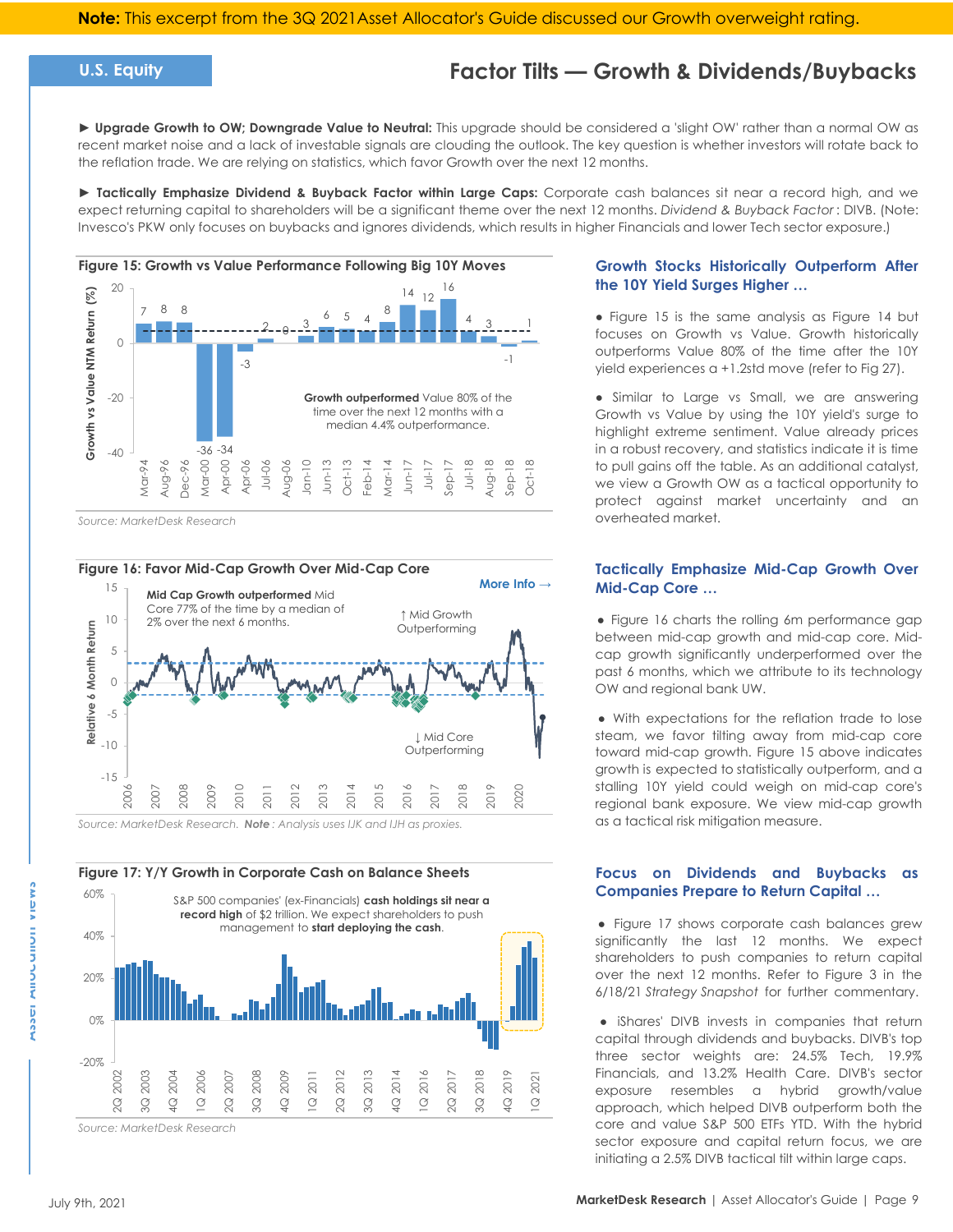**Note:** This excerpt from the 3Q 2021Asset Allocator's Guide discussed our Growth overweight rating.

U.S. Equity

# Factor Tilts — Growth & Dividends/Buybacks

► **Upgrade Growth to OW; Downgrade Value to Neutral:** This upgrade should be considered a 'slight OW' rather than a normal OW as recent market noise and a lack of investable signals are clouding the outlook. The key question is whether investors will rotate back to the reflation trade. We are relying on statistics, which favor Growth over the next 12 months.

► **Tactically Emphasize Dividend & Buyback Factor within Large Caps:** Corporate cash balances sit near a record high, and we expect returning capital to shareholders will be a significant theme over the next 12 months. *Dividend & Buyback Factor*: DIVB. (Note: Invesco's PKW only focuses on buybacks and ignores dividends, which results in higher Financials and lower Tech sector exposure.)

**Figure 15: Growth vs Value Performance Following Big 10Y Moves**

Growth vs Value NTM Return (%)

7 8 8 -36 -34 -3 2 0 3 6 5 4 8 14 12 16 4 3 -1 1

Mar-94, Aug-96, Dec-96, Mar-00, Apr-00, Apr-06, Jul-06, Aug-06, Jan-10, Jun-13, Oct-13, Feb-14, Mar-14, Jun-17, Jul-17, Sep-17, Jul-18, Aug-18, Sep-18, Oct-18

**Growth outperformed** Value 80% of the time over the next 12 months with a median 4.4% outperformance.

*Source: MarketDesk Research*

## Growth Stocks Historically Outperform After the 10Y Yield Surges Higher …

- Figure 15 is the same analysis as Figure 14 but focuses on Growth vs Value. Growth historically outperforms Value 80% of the time after the 10Y yield experiences a +1.2std move (refer to Fig 27).

- Similar to Large vs Small, we are answering Growth vs Value by using the 10Y yield's surge to highlight extreme sentiment. Value already prices in a robust recovery, and statistics indicate it is time to pull gains off the table. As an additional catalyst, we view a Growth OW as a tactical opportunity to protect against market uncertainty and an overheated market.

**Figure 16: Favor Mid-Cap Growth Over Mid-Cap Core**

More Info →

**Mid Cap Growth outperformed** Mid Core 77% of the time by a median of 2% over the next 6 months.

↑ Mid Growth Outperforming

↓ Mid Core Outperforming

Relative 6 Month Return

*Source: MarketDesk Research. **Note**: Analysis uses IJK and IJH as proxies.*

## Tactically Emphasize Mid-Cap Growth Over Mid-Cap Core …

- Figure 16 charts the rolling 6m performance gap between mid-cap growth and mid-cap core. Mid-cap growth significantly underperformed over the past 6 months, which we attribute to its technology OW and regional bank UW.

- With expectations for the reflation trade to lose steam, we favor tilting away from mid-cap core toward mid-cap growth. Figure 15 above indicates growth is expected to statistically outperform, and a stalling 10Y yield could weigh on mid-cap core's regional bank exposure. We view mid-cap growth as a tactical risk mitigation measure.

**Figure 17: Y/Y Growth in Corporate Cash on Balance Sheets**

S&P 500 companies' (ex-Financials) **cash holdings sit near a record high** of $2 trillion. We expect shareholders to push management to **start deploying the cash**.

*Source: MarketDesk Research*

## Focus on Dividends and Buybacks as Companies Prepare to Return Capital …

- Figure 17 shows corporate cash balances grew significantly the last 12 months. We expect shareholders to push companies to return capital over the next 12 months. Refer to Figure 3 in the 6/18/21 *Strategy Snapshot* for further commentary.

- iShares' DIVB invests in companies that return capital through dividends and buybacks. DIVB's top three sector weights are: 24.5% Tech, 19.9% Financials, and 13.2% Health Care. DIVB's sector exposure resembles a hybrid growth/value approach, which helped DIVB outperform both the core and value S&P 500 ETFs YTD. With the hybrid sector exposure and capital return focus, we are initiating a 2.5% DIVB tactical tilt within large caps.

July 9th, 2021